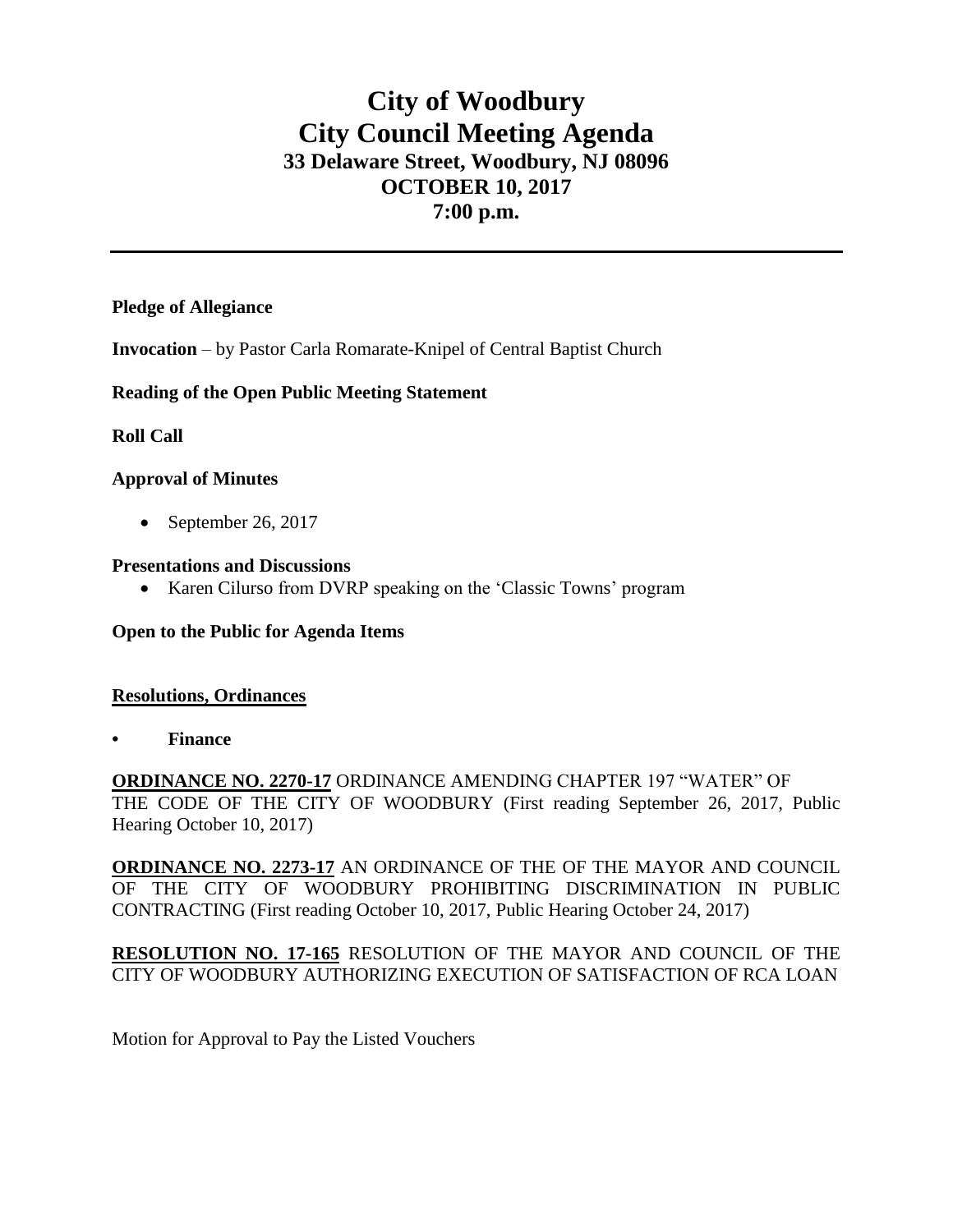# City of Woodbury
# City Council Meeting Agenda
## 33 Delaware Street, Woodbury, NJ 08096
## OCTOBER 10, 2017
## 7:00 p.m.

---

**Pledge of Allegiance**

**Invocation** – by Pastor Carla Romarate-Knipel of Central Baptist Church

**Reading of the Open Public Meeting Statement**

**Roll Call**

**Approval of Minutes**

- September 26, 2017

**Presentations and Discussions**

- Karen Cilurso from DVRP speaking on the 'Classic Towns' program

**Open to the Public for Agenda Items**

**Resolutions, Ordinances**

- **Finance**

**ORDINANCE NO. 2270-17** ORDINANCE AMENDING CHAPTER 197 "WATER" OF THE CODE OF THE CITY OF WOODBURY (First reading September 26, 2017, Public Hearing October 10, 2017)

**ORDINANCE NO. 2273-17** AN ORDINANCE OF THE OF THE MAYOR AND COUNCIL OF THE CITY OF WOODBURY PROHIBITING DISCRIMINATION IN PUBLIC CONTRACTING (First reading October 10, 2017, Public Hearing October 24, 2017)

**RESOLUTION NO. 17-165** RESOLUTION OF THE MAYOR AND COUNCIL OF THE CITY OF WOODBURY AUTHORIZING EXECUTION OF SATISFACTION OF RCA LOAN

Motion for Approval to Pay the Listed Vouchers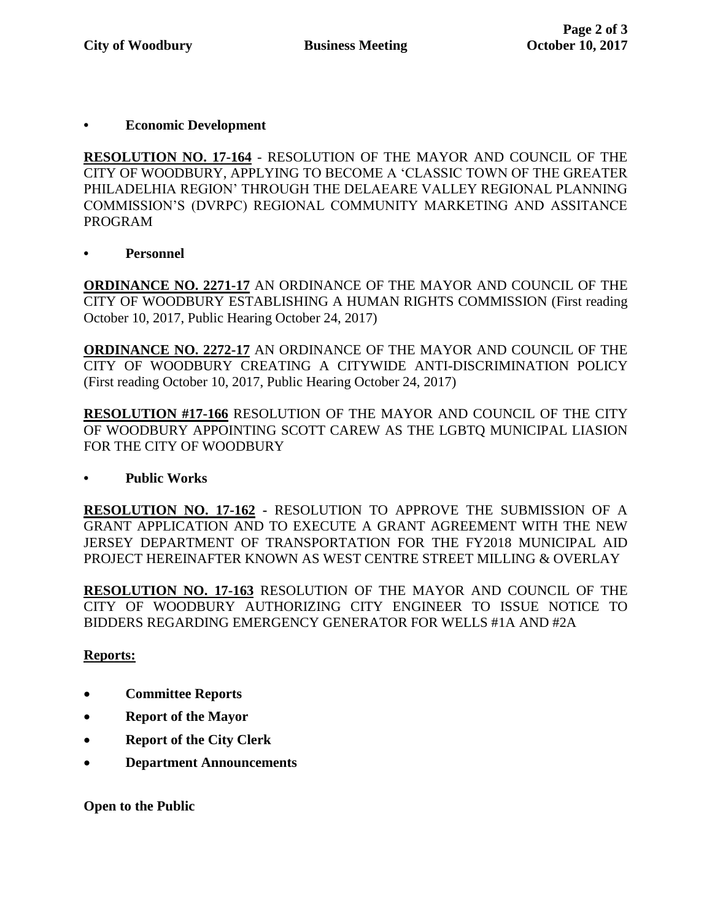- **Economic Development**

**RESOLUTION NO. 17-164** - RESOLUTION OF THE MAYOR AND COUNCIL OF THE CITY OF WOODBURY, APPLYING TO BECOME A 'CLASSIC TOWN OF THE GREATER PHILADELHIA REGION' THROUGH THE DELAEARE VALLEY REGIONAL PLANNING COMMISSION'S (DVRPC) REGIONAL COMMUNITY MARKETING AND ASSITANCE PROGRAM

- **Personnel**

**ORDINANCE NO. 2271-17** AN ORDINANCE OF THE MAYOR AND COUNCIL OF THE CITY OF WOODBURY ESTABLISHING A HUMAN RIGHTS COMMISSION (First reading October 10, 2017, Public Hearing October 24, 2017)

**ORDINANCE NO. 2272-17** AN ORDINANCE OF THE MAYOR AND COUNCIL OF THE CITY OF WOODBURY CREATING A CITYWIDE ANTI-DISCRIMINATION POLICY (First reading October 10, 2017, Public Hearing October 24, 2017)

**RESOLUTION #17-166** RESOLUTION OF THE MAYOR AND COUNCIL OF THE CITY OF WOODBURY APPOINTING SCOTT CAREW AS THE LGBTQ MUNICIPAL LIASION FOR THE CITY OF WOODBURY

- **Public Works**

**RESOLUTION NO. 17-162** - RESOLUTION TO APPROVE THE SUBMISSION OF A GRANT APPLICATION AND TO EXECUTE A GRANT AGREEMENT WITH THE NEW JERSEY DEPARTMENT OF TRANSPORTATION FOR THE FY2018 MUNICIPAL AID PROJECT HEREINAFTER KNOWN AS WEST CENTRE STREET MILLING & OVERLAY

**RESOLUTION NO. 17-163** RESOLUTION OF THE MAYOR AND COUNCIL OF THE CITY OF WOODBURY AUTHORIZING CITY ENGINEER TO ISSUE NOTICE TO BIDDERS REGARDING EMERGENCY GENERATOR FOR WELLS #1A AND #2A

**Reports:**

- **Committee Reports**
- **Report of the Mayor**
- **Report of the City Clerk**
- **Department Announcements**

**Open to the Public**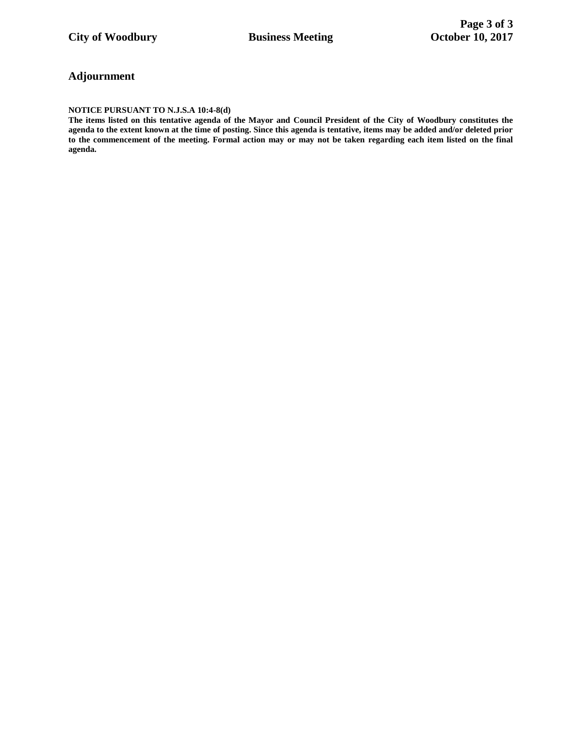## Adjournment

**NOTICE PURSUANT TO N.J.S.A 10:4-8(d)**
**The items listed on this tentative agenda of the Mayor and Council President of the City of Woodbury constitutes the agenda to the extent known at the time of posting. Since this agenda is tentative, items may be added and/or deleted prior to the commencement of the meeting. Formal action may or may not be taken regarding each item listed on the final agenda.**